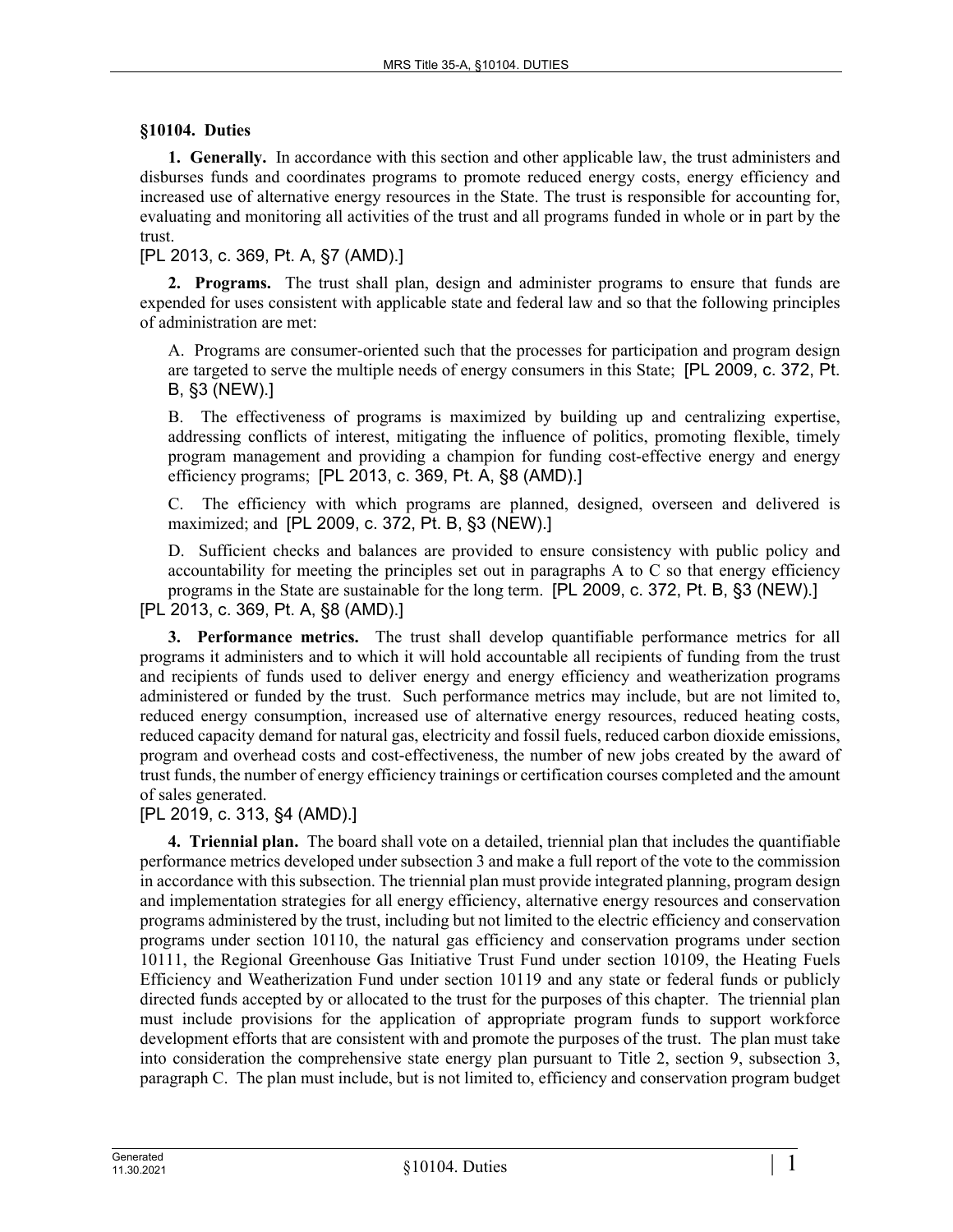### §10104. Duties

**1. Generally.** In accordance with this section and other applicable law, the trust administers and disburses funds and coordinates programs to promote reduced energy costs, energy efficiency and increased use of alternative energy resources in the State. The trust is responsible for accounting for, evaluating and monitoring all activities of the trust and all programs funded in whole or in part by the trust.

[PL 2013, c. 369, Pt. A, §7 (AMD).]

**2. Programs.** The trust shall plan, design and administer programs to ensure that funds are expended for uses consistent with applicable state and federal law and so that the following principles of administration are met:

A. Programs are consumer-oriented such that the processes for participation and program design are targeted to serve the multiple needs of energy consumers in this State; [PL 2009, c. 372, Pt. B, §3 (NEW).]

B. The effectiveness of programs is maximized by building up and centralizing expertise, addressing conflicts of interest, mitigating the influence of politics, promoting flexible, timely program management and providing a champion for funding cost-effective energy and energy efficiency programs; [PL 2013, c. 369, Pt. A, §8 (AMD).]

C. The efficiency with which programs are planned, designed, overseen and delivered is maximized; and [PL 2009, c. 372, Pt. B, §3 (NEW).]

D. Sufficient checks and balances are provided to ensure consistency with public policy and accountability for meeting the principles set out in paragraphs A to C so that energy efficiency programs in the State are sustainable for the long term. [PL 2009, c. 372, Pt. B, §3 (NEW).]

[PL 2013, c. 369, Pt. A, §8 (AMD).]

**3. Performance metrics.** The trust shall develop quantifiable performance metrics for all programs it administers and to which it will hold accountable all recipients of funding from the trust and recipients of funds used to deliver energy and energy efficiency and weatherization programs administered or funded by the trust. Such performance metrics may include, but are not limited to, reduced energy consumption, increased use of alternative energy resources, reduced heating costs, reduced capacity demand for natural gas, electricity and fossil fuels, reduced carbon dioxide emissions, program and overhead costs and cost-effectiveness, the number of new jobs created by the award of trust funds, the number of energy efficiency trainings or certification courses completed and the amount of sales generated.

[PL 2019, c. 313, §4 (AMD).]

**4. Triennial plan.** The board shall vote on a detailed, triennial plan that includes the quantifiable performance metrics developed under subsection 3 and make a full report of the vote to the commission in accordance with this subsection. The triennial plan must provide integrated planning, program design and implementation strategies for all energy efficiency, alternative energy resources and conservation programs administered by the trust, including but not limited to the electric efficiency and conservation programs under section 10110, the natural gas efficiency and conservation programs under section 10111, the Regional Greenhouse Gas Initiative Trust Fund under section 10109, the Heating Fuels Efficiency and Weatherization Fund under section 10119 and any state or federal funds or publicly directed funds accepted by or allocated to the trust for the purposes of this chapter. The triennial plan must include provisions for the application of appropriate program funds to support workforce development efforts that are consistent with and promote the purposes of the trust. The plan must take into consideration the comprehensive state energy plan pursuant to Title 2, section 9, subsection 3, paragraph C. The plan must include, but is not limited to, efficiency and conservation program budget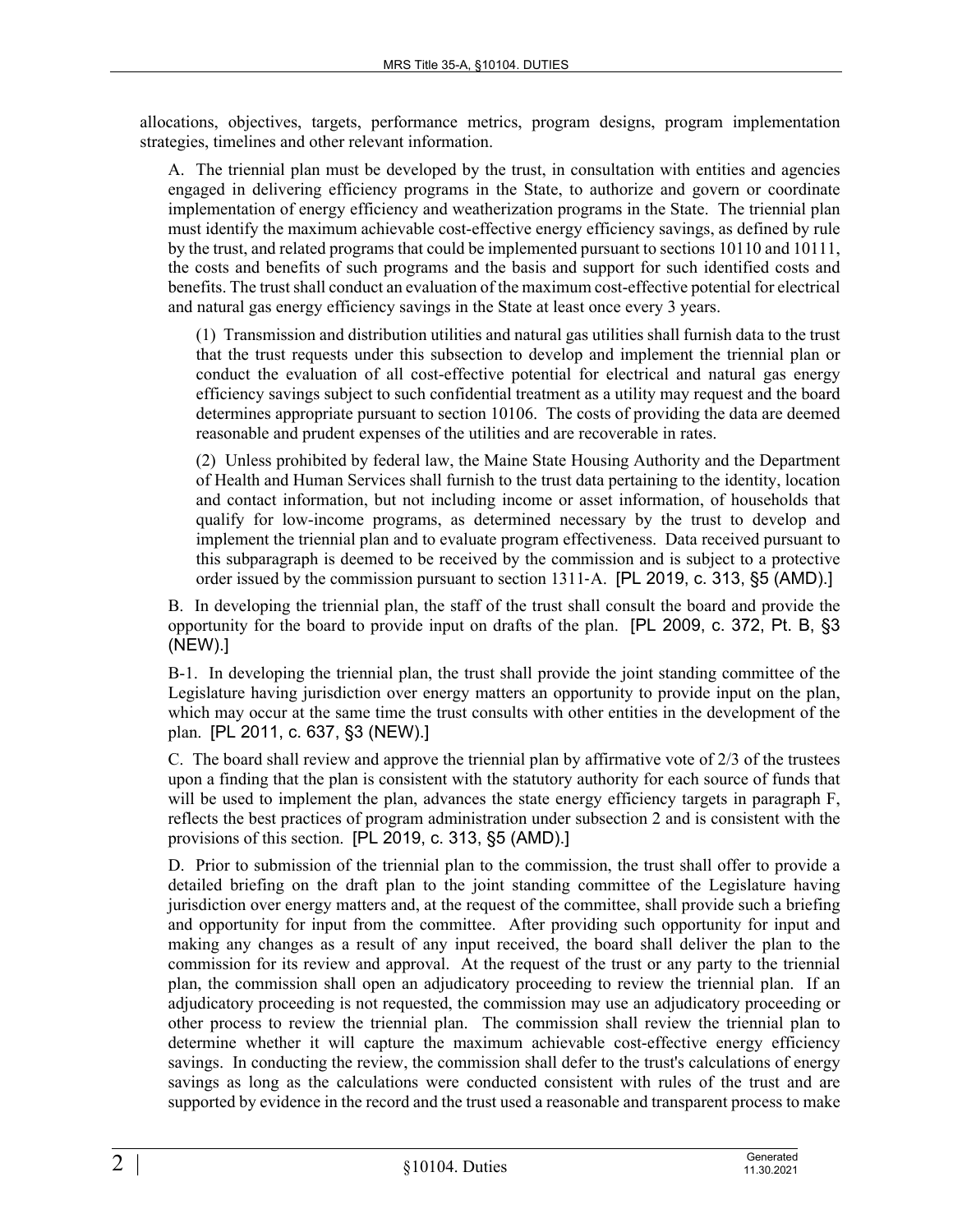allocations, objectives, targets, performance metrics, program designs, program implementation strategies, timelines and other relevant information.

A. The triennial plan must be developed by the trust, in consultation with entities and agencies engaged in delivering efficiency programs in the State, to authorize and govern or coordinate implementation of energy efficiency and weatherization programs in the State. The triennial plan must identify the maximum achievable cost-effective energy efficiency savings, as defined by rule by the trust, and related programs that could be implemented pursuant to sections 10110 and 10111, the costs and benefits of such programs and the basis and support for such identified costs and benefits. The trust shall conduct an evaluation of the maximum cost-effective potential for electrical and natural gas energy efficiency savings in the State at least once every 3 years.

(1) Transmission and distribution utilities and natural gas utilities shall furnish data to the trust that the trust requests under this subsection to develop and implement the triennial plan or conduct the evaluation of all cost-effective potential for electrical and natural gas energy efficiency savings subject to such confidential treatment as a utility may request and the board determines appropriate pursuant to section 10106. The costs of providing the data are deemed reasonable and prudent expenses of the utilities and are recoverable in rates.

(2) Unless prohibited by federal law, the Maine State Housing Authority and the Department of Health and Human Services shall furnish to the trust data pertaining to the identity, location and contact information, but not including income or asset information, of households that qualify for low-income programs, as determined necessary by the trust to develop and implement the triennial plan and to evaluate program effectiveness. Data received pursuant to this subparagraph is deemed to be received by the commission and is subject to a protective order issued by the commission pursuant to section 1311-A. [PL 2019, c. 313, §5 (AMD).]

B. In developing the triennial plan, the staff of the trust shall consult the board and provide the opportunity for the board to provide input on drafts of the plan. [PL 2009, c. 372, Pt. B, §3 (NEW).]

B-1. In developing the triennial plan, the trust shall provide the joint standing committee of the Legislature having jurisdiction over energy matters an opportunity to provide input on the plan, which may occur at the same time the trust consults with other entities in the development of the plan. [PL 2011, c. 637, §3 (NEW).]

C. The board shall review and approve the triennial plan by affirmative vote of 2/3 of the trustees upon a finding that the plan is consistent with the statutory authority for each source of funds that will be used to implement the plan, advances the state energy efficiency targets in paragraph F, reflects the best practices of program administration under subsection 2 and is consistent with the provisions of this section. [PL 2019, c. 313, §5 (AMD).]

D. Prior to submission of the triennial plan to the commission, the trust shall offer to provide a detailed briefing on the draft plan to the joint standing committee of the Legislature having jurisdiction over energy matters and, at the request of the committee, shall provide such a briefing and opportunity for input from the committee. After providing such opportunity for input and making any changes as a result of any input received, the board shall deliver the plan to the commission for its review and approval. At the request of the trust or any party to the triennial plan, the commission shall open an adjudicatory proceeding to review the triennial plan. If an adjudicatory proceeding is not requested, the commission may use an adjudicatory proceeding or other process to review the triennial plan. The commission shall review the triennial plan to determine whether it will capture the maximum achievable cost-effective energy efficiency savings. In conducting the review, the commission shall defer to the trust's calculations of energy savings as long as the calculations were conducted consistent with rules of the trust and are supported by evidence in the record and the trust used a reasonable and transparent process to make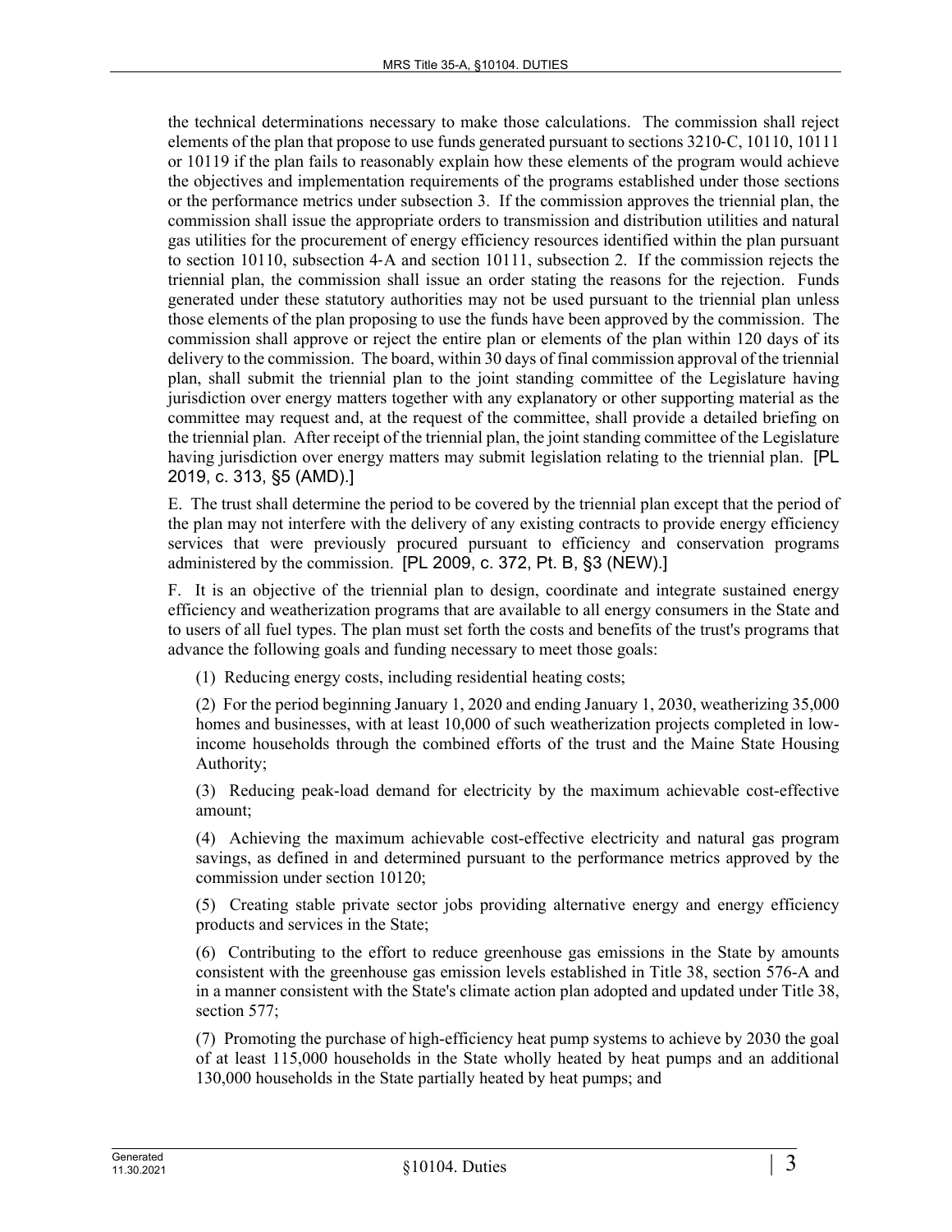the technical determinations necessary to make those calculations. The commission shall reject elements of the plan that propose to use funds generated pursuant to sections 3210-C, 10110, 10111 or 10119 if the plan fails to reasonably explain how these elements of the program would achieve the objectives and implementation requirements of the programs established under those sections or the performance metrics under subsection 3. If the commission approves the triennial plan, the commission shall issue the appropriate orders to transmission and distribution utilities and natural gas utilities for the procurement of energy efficiency resources identified within the plan pursuant to section 10110, subsection 4-A and section 10111, subsection 2. If the commission rejects the triennial plan, the commission shall issue an order stating the reasons for the rejection. Funds generated under these statutory authorities may not be used pursuant to the triennial plan unless those elements of the plan proposing to use the funds have been approved by the commission. The commission shall approve or reject the entire plan or elements of the plan within 120 days of its delivery to the commission. The board, within 30 days of final commission approval of the triennial plan, shall submit the triennial plan to the joint standing committee of the Legislature having jurisdiction over energy matters together with any explanatory or other supporting material as the committee may request and, at the request of the committee, shall provide a detailed briefing on the triennial plan. After receipt of the triennial plan, the joint standing committee of the Legislature having jurisdiction over energy matters may submit legislation relating to the triennial plan. [PL 2019, c. 313, §5 (AMD).]

E. The trust shall determine the period to be covered by the triennial plan except that the period of the plan may not interfere with the delivery of any existing contracts to provide energy efficiency services that were previously procured pursuant to efficiency and conservation programs administered by the commission. [PL 2009, c. 372, Pt. B, §3 (NEW).]

F. It is an objective of the triennial plan to design, coordinate and integrate sustained energy efficiency and weatherization programs that are available to all energy consumers in the State and to users of all fuel types. The plan must set forth the costs and benefits of the trust's programs that advance the following goals and funding necessary to meet those goals:

(1) Reducing energy costs, including residential heating costs;

(2) For the period beginning January 1, 2020 and ending January 1, 2030, weatherizing 35,000 homes and businesses, with at least 10,000 of such weatherization projects completed in low-income households through the combined efforts of the trust and the Maine State Housing Authority;

(3) Reducing peak-load demand for electricity by the maximum achievable cost-effective amount;

(4) Achieving the maximum achievable cost-effective electricity and natural gas program savings, as defined in and determined pursuant to the performance metrics approved by the commission under section 10120;

(5) Creating stable private sector jobs providing alternative energy and energy efficiency products and services in the State;

(6) Contributing to the effort to reduce greenhouse gas emissions in the State by amounts consistent with the greenhouse gas emission levels established in Title 38, section 576-A and in a manner consistent with the State's climate action plan adopted and updated under Title 38, section 577;

(7) Promoting the purchase of high-efficiency heat pump systems to achieve by 2030 the goal of at least 115,000 households in the State wholly heated by heat pumps and an additional 130,000 households in the State partially heated by heat pumps; and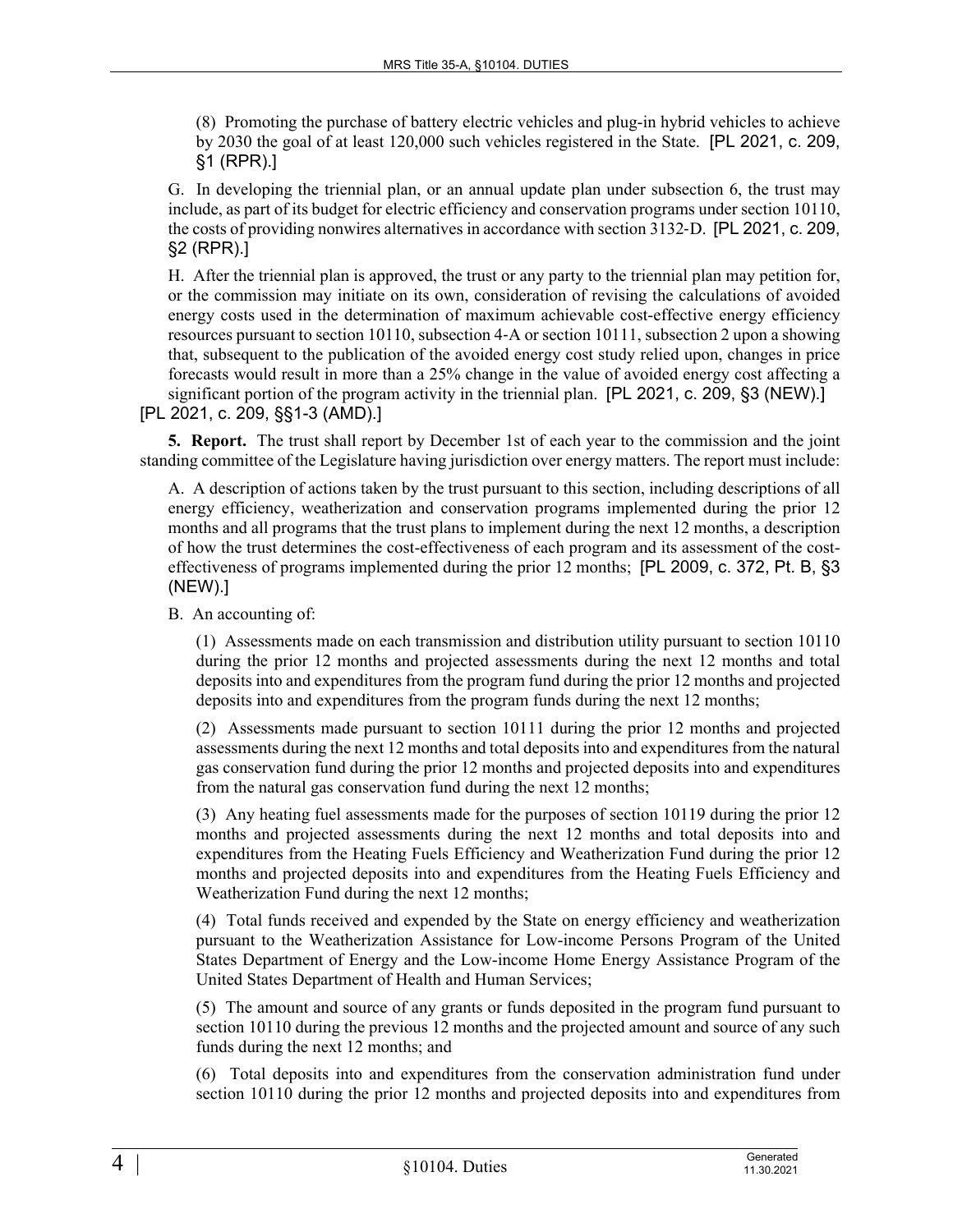(8) Promoting the purchase of battery electric vehicles and plug-in hybrid vehicles to achieve by 2030 the goal of at least 120,000 such vehicles registered in the State. [PL 2021, c. 209, §1 (RPR).]

G. In developing the triennial plan, or an annual update plan under subsection 6, the trust may include, as part of its budget for electric efficiency and conservation programs under section 10110, the costs of providing nonwires alternatives in accordance with section 3132-D. [PL 2021, c. 209, §2 (RPR).]

H. After the triennial plan is approved, the trust or any party to the triennial plan may petition for, or the commission may initiate on its own, consideration of revising the calculations of avoided energy costs used in the determination of maximum achievable cost-effective energy efficiency resources pursuant to section 10110, subsection 4-A or section 10111, subsection 2 upon a showing that, subsequent to the publication of the avoided energy cost study relied upon, changes in price forecasts would result in more than a 25% change in the value of avoided energy cost affecting a significant portion of the program activity in the triennial plan. [PL 2021, c. 209, §3 (NEW).]

[PL 2021, c. 209, §§1-3 (AMD).]

**5. Report.** The trust shall report by December 1st of each year to the commission and the joint standing committee of the Legislature having jurisdiction over energy matters. The report must include:

A. A description of actions taken by the trust pursuant to this section, including descriptions of all energy efficiency, weatherization and conservation programs implemented during the prior 12 months and all programs that the trust plans to implement during the next 12 months, a description of how the trust determines the cost-effectiveness of each program and its assessment of the cost-effectiveness of programs implemented during the prior 12 months; [PL 2009, c. 372, Pt. B, §3 (NEW).]

B. An accounting of:

(1) Assessments made on each transmission and distribution utility pursuant to section 10110 during the prior 12 months and projected assessments during the next 12 months and total deposits into and expenditures from the program fund during the prior 12 months and projected deposits into and expenditures from the program funds during the next 12 months;

(2) Assessments made pursuant to section 10111 during the prior 12 months and projected assessments during the next 12 months and total deposits into and expenditures from the natural gas conservation fund during the prior 12 months and projected deposits into and expenditures from the natural gas conservation fund during the next 12 months;

(3) Any heating fuel assessments made for the purposes of section 10119 during the prior 12 months and projected assessments during the next 12 months and total deposits into and expenditures from the Heating Fuels Efficiency and Weatherization Fund during the prior 12 months and projected deposits into and expenditures from the Heating Fuels Efficiency and Weatherization Fund during the next 12 months;

(4) Total funds received and expended by the State on energy efficiency and weatherization pursuant to the Weatherization Assistance for Low-income Persons Program of the United States Department of Energy and the Low-income Home Energy Assistance Program of the United States Department of Health and Human Services;

(5) The amount and source of any grants or funds deposited in the program fund pursuant to section 10110 during the previous 12 months and the projected amount and source of any such funds during the next 12 months; and

(6) Total deposits into and expenditures from the conservation administration fund under section 10110 during the prior 12 months and projected deposits into and expenditures from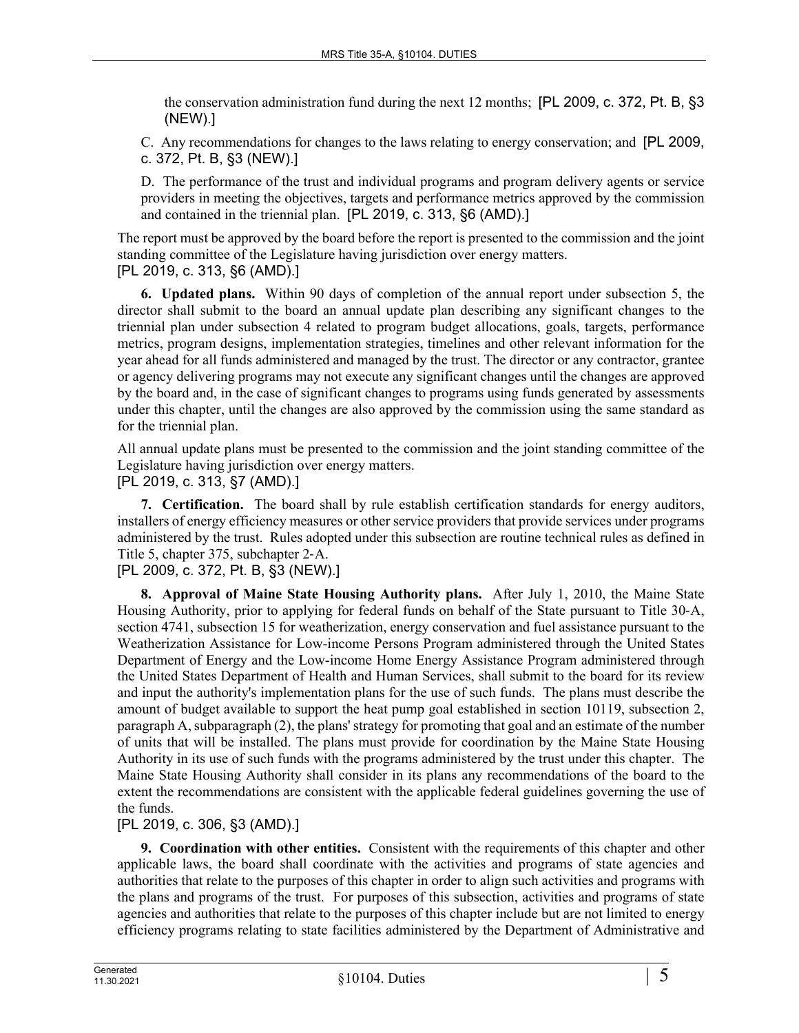the conservation administration fund during the next 12 months; [PL 2009, c. 372, Pt. B, §3 (NEW).]

C. Any recommendations for changes to the laws relating to energy conservation; and [PL 2009, c. 372, Pt. B, §3 (NEW).]

D. The performance of the trust and individual programs and program delivery agents or service providers in meeting the objectives, targets and performance metrics approved by the commission and contained in the triennial plan. [PL 2019, c. 313, §6 (AMD).]

The report must be approved by the board before the report is presented to the commission and the joint standing committee of the Legislature having jurisdiction over energy matters.
[PL 2019, c. 313, §6 (AMD).]

**6. Updated plans.** Within 90 days of completion of the annual report under subsection 5, the director shall submit to the board an annual update plan describing any significant changes to the triennial plan under subsection 4 related to program budget allocations, goals, targets, performance metrics, program designs, implementation strategies, timelines and other relevant information for the year ahead for all funds administered and managed by the trust. The director or any contractor, grantee or agency delivering programs may not execute any significant changes until the changes are approved by the board and, in the case of significant changes to programs using funds generated by assessments under this chapter, until the changes are also approved by the commission using the same standard as for the triennial plan.

All annual update plans must be presented to the commission and the joint standing committee of the Legislature having jurisdiction over energy matters.
[PL 2019, c. 313, §7 (AMD).]

**7. Certification.** The board shall by rule establish certification standards for energy auditors, installers of energy efficiency measures or other service providers that provide services under programs administered by the trust. Rules adopted under this subsection are routine technical rules as defined in Title 5, chapter 375, subchapter 2-A.
[PL 2009, c. 372, Pt. B, §3 (NEW).]

**8. Approval of Maine State Housing Authority plans.** After July 1, 2010, the Maine State Housing Authority, prior to applying for federal funds on behalf of the State pursuant to Title 30-A, section 4741, subsection 15 for weatherization, energy conservation and fuel assistance pursuant to the Weatherization Assistance for Low-income Persons Program administered through the United States Department of Energy and the Low-income Home Energy Assistance Program administered through the United States Department of Health and Human Services, shall submit to the board for its review and input the authority's implementation plans for the use of such funds. The plans must describe the amount of budget available to support the heat pump goal established in section 10119, subsection 2, paragraph A, subparagraph (2), the plans' strategy for promoting that goal and an estimate of the number of units that will be installed. The plans must provide for coordination by the Maine State Housing Authority in its use of such funds with the programs administered by the trust under this chapter. The Maine State Housing Authority shall consider in its plans any recommendations of the board to the extent the recommendations are consistent with the applicable federal guidelines governing the use of the funds.
[PL 2019, c. 306, §3 (AMD).]

**9. Coordination with other entities.** Consistent with the requirements of this chapter and other applicable laws, the board shall coordinate with the activities and programs of state agencies and authorities that relate to the purposes of this chapter in order to align such activities and programs with the plans and programs of the trust. For purposes of this subsection, activities and programs of state agencies and authorities that relate to the purposes of this chapter include but are not limited to energy efficiency programs relating to state facilities administered by the Department of Administrative and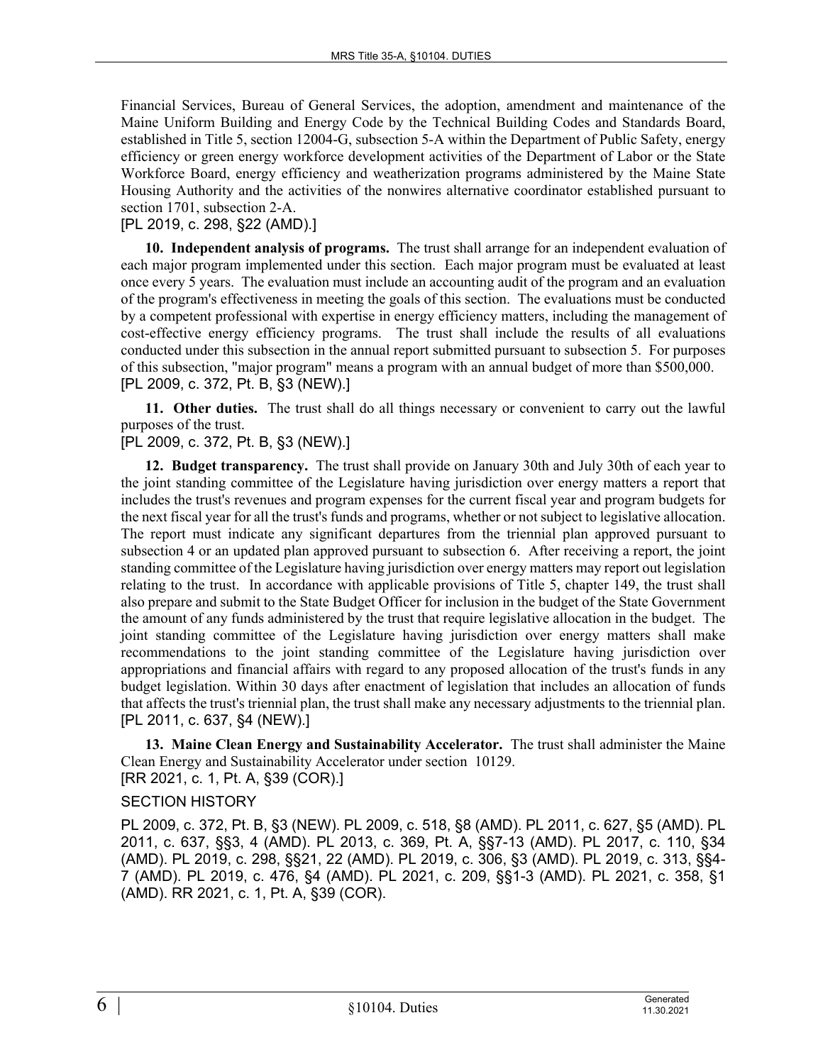Financial Services, Bureau of General Services, the adoption, amendment and maintenance of the Maine Uniform Building and Energy Code by the Technical Building Codes and Standards Board, established in Title 5, section 12004-G, subsection 5-A within the Department of Public Safety, energy efficiency or green energy workforce development activities of the Department of Labor or the State Workforce Board, energy efficiency and weatherization programs administered by the Maine State Housing Authority and the activities of the nonwires alternative coordinator established pursuant to section 1701, subsection 2-A.

[PL 2019, c. 298, §22 (AMD).]

**10. Independent analysis of programs.** The trust shall arrange for an independent evaluation of each major program implemented under this section. Each major program must be evaluated at least once every 5 years. The evaluation must include an accounting audit of the program and an evaluation of the program's effectiveness in meeting the goals of this section. The evaluations must be conducted by a competent professional with expertise in energy efficiency matters, including the management of cost-effective energy efficiency programs. The trust shall include the results of all evaluations conducted under this subsection in the annual report submitted pursuant to subsection 5. For purposes of this subsection, "major program" means a program with an annual budget of more than $500,000.

[PL 2009, c. 372, Pt. B, §3 (NEW).]

**11. Other duties.** The trust shall do all things necessary or convenient to carry out the lawful purposes of the trust.

[PL 2009, c. 372, Pt. B, §3 (NEW).]

**12. Budget transparency.** The trust shall provide on January 30th and July 30th of each year to the joint standing committee of the Legislature having jurisdiction over energy matters a report that includes the trust's revenues and program expenses for the current fiscal year and program budgets for the next fiscal year for all the trust's funds and programs, whether or not subject to legislative allocation. The report must indicate any significant departures from the triennial plan approved pursuant to subsection 4 or an updated plan approved pursuant to subsection 6. After receiving a report, the joint standing committee of the Legislature having jurisdiction over energy matters may report out legislation relating to the trust. In accordance with applicable provisions of Title 5, chapter 149, the trust shall also prepare and submit to the State Budget Officer for inclusion in the budget of the State Government the amount of any funds administered by the trust that require legislative allocation in the budget. The joint standing committee of the Legislature having jurisdiction over energy matters shall make recommendations to the joint standing committee of the Legislature having jurisdiction over appropriations and financial affairs with regard to any proposed allocation of the trust's funds in any budget legislation. Within 30 days after enactment of legislation that includes an allocation of funds that affects the trust's triennial plan, the trust shall make any necessary adjustments to the triennial plan.

[PL 2011, c. 637, §4 (NEW).]

**13. Maine Clean Energy and Sustainability Accelerator.** The trust shall administer the Maine Clean Energy and Sustainability Accelerator under section 10129.

[RR 2021, c. 1, Pt. A, §39 (COR).]

SECTION HISTORY

PL 2009, c. 372, Pt. B, §3 (NEW). PL 2009, c. 518, §8 (AMD). PL 2011, c. 627, §5 (AMD). PL 2011, c. 637, §§3, 4 (AMD). PL 2013, c. 369, Pt. A, §§7-13 (AMD). PL 2017, c. 110, §34 (AMD). PL 2019, c. 298, §§21, 22 (AMD). PL 2019, c. 306, §3 (AMD). PL 2019, c. 313, §§4-7 (AMD). PL 2019, c. 476, §4 (AMD). PL 2021, c. 209, §§1-3 (AMD). PL 2021, c. 358, §1 (AMD). RR 2021, c. 1, Pt. A, §39 (COR).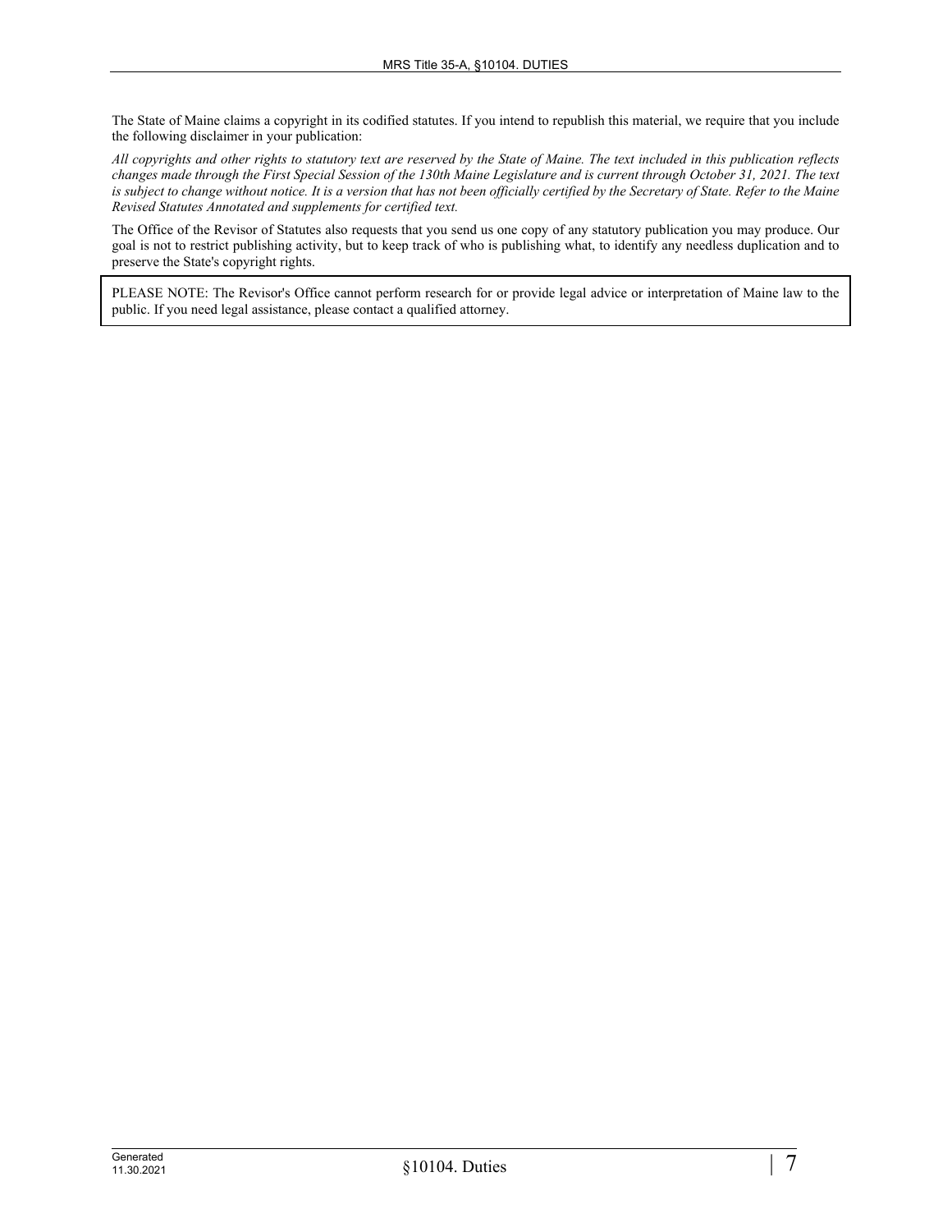The State of Maine claims a copyright in its codified statutes. If you intend to republish this material, we require that you include the following disclaimer in your publication:

*All copyrights and other rights to statutory text are reserved by the State of Maine. The text included in this publication reflects changes made through the First Special Session of the 130th Maine Legislature and is current through October 31, 2021. The text is subject to change without notice. It is a version that has not been officially certified by the Secretary of State. Refer to the Maine Revised Statutes Annotated and supplements for certified text.*

The Office of the Revisor of Statutes also requests that you send us one copy of any statutory publication you may produce. Our goal is not to restrict publishing activity, but to keep track of who is publishing what, to identify any needless duplication and to preserve the State's copyright rights.

PLEASE NOTE: The Revisor's Office cannot perform research for or provide legal advice or interpretation of Maine law to the public. If you need legal assistance, please contact a qualified attorney.